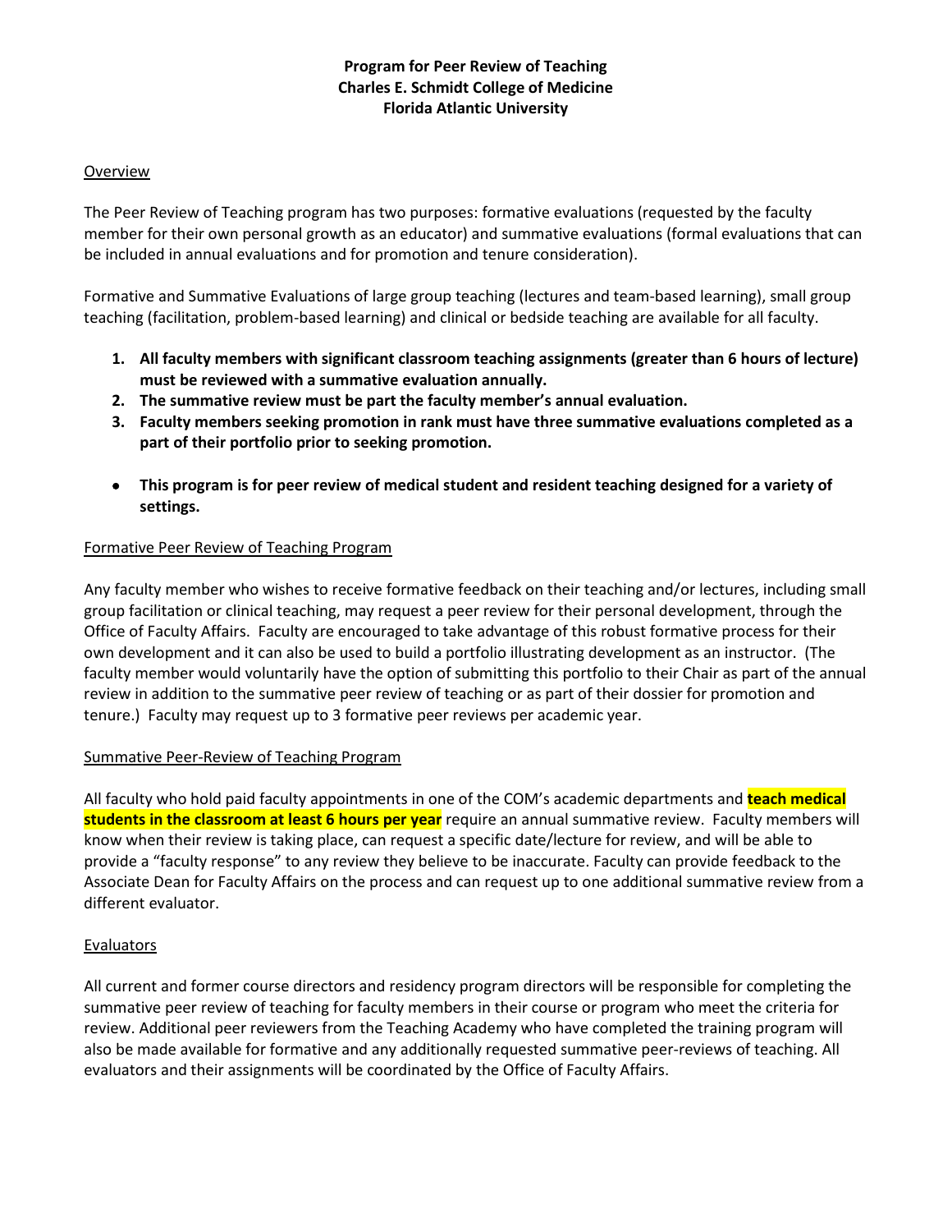# Program for Peer Review of Teaching
## Charles E. Schmidt College of Medicine
## Florida Atlantic University

### Overview

The Peer Review of Teaching program has two purposes: formative evaluations (requested by the faculty member for their own personal growth as an educator) and summative evaluations (formal evaluations that can be included in annual evaluations and for promotion and tenure consideration).

Formative and Summative Evaluations of large group teaching (lectures and team-based learning), small group teaching (facilitation, problem-based learning) and clinical or bedside teaching are available for all faculty.

1. **All faculty members with significant classroom teaching assignments (greater than 6 hours of lecture) must be reviewed with a summative evaluation annually.**
2. **The summative review must be part the faculty member's annual evaluation.**
3. **Faculty members seeking promotion in rank must have three summative evaluations completed as a part of their portfolio prior to seeking promotion.**

- **This program is for peer review of medical student and resident teaching designed for a variety of settings.**

### Formative Peer Review of Teaching Program

Any faculty member who wishes to receive formative feedback on their teaching and/or lectures, including small group facilitation or clinical teaching, may request a peer review for their personal development, through the Office of Faculty Affairs. Faculty are encouraged to take advantage of this robust formative process for their own development and it can also be used to build a portfolio illustrating development as an instructor. (The faculty member would voluntarily have the option of submitting this portfolio to their Chair as part of the annual review in addition to the summative peer review of teaching or as part of their dossier for promotion and tenure.) Faculty may request up to 3 formative peer reviews per academic year.

### Summative Peer-Review of Teaching Program

All faculty who hold paid faculty appointments in one of the COM's academic departments and **teach medical students in the classroom at least 6 hours per year** require an annual summative review. Faculty members will know when their review is taking place, can request a specific date/lecture for review, and will be able to provide a "faculty response" to any review they believe to be inaccurate. Faculty can provide feedback to the Associate Dean for Faculty Affairs on the process and can request up to one additional summative review from a different evaluator.

### Evaluators

All current and former course directors and residency program directors will be responsible for completing the summative peer review of teaching for faculty members in their course or program who meet the criteria for review. Additional peer reviewers from the Teaching Academy who have completed the training program will also be made available for formative and any additionally requested summative peer-reviews of teaching. All evaluators and their assignments will be coordinated by the Office of Faculty Affairs.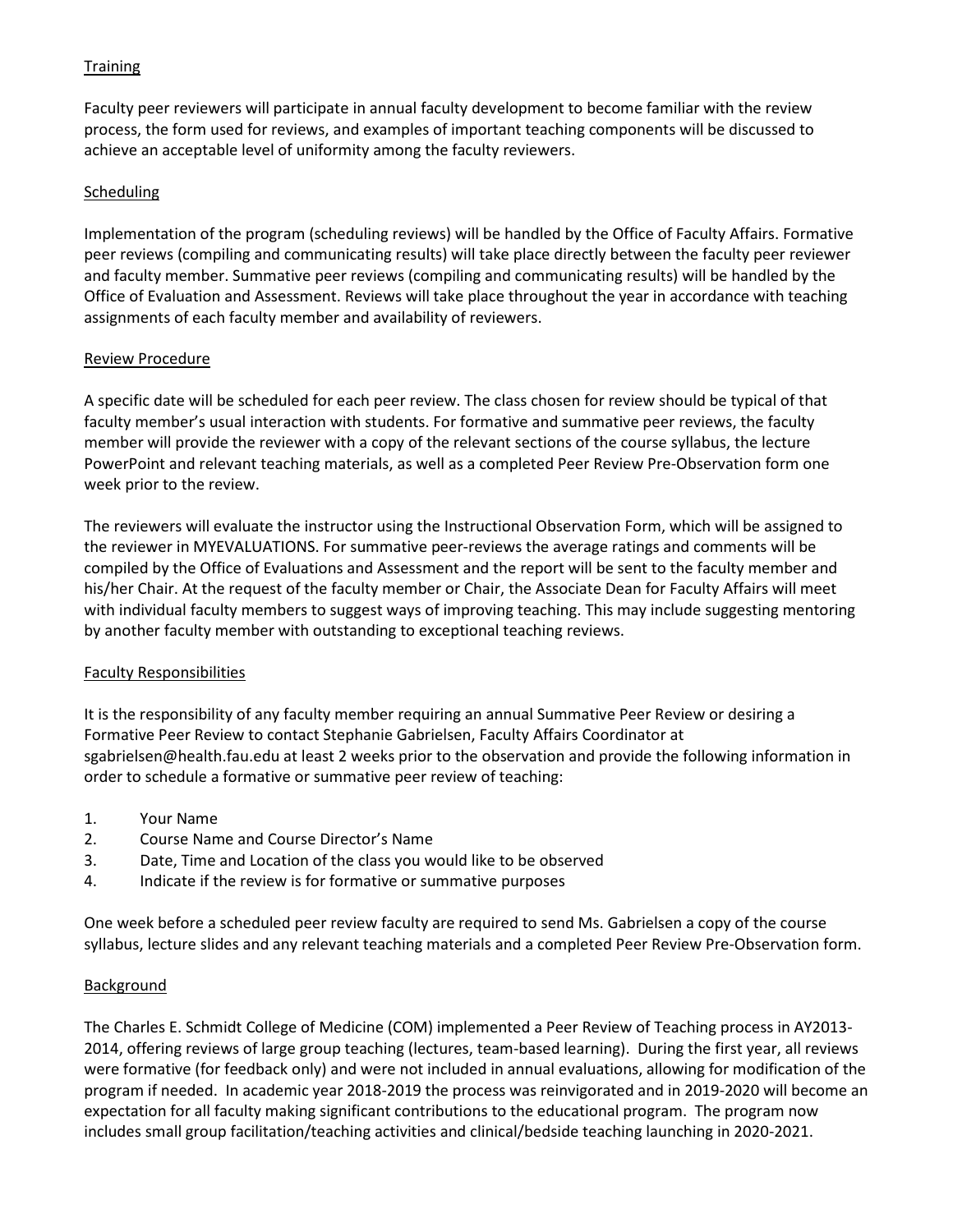## Training

Faculty peer reviewers will participate in annual faculty development to become familiar with the review process, the form used for reviews, and examples of important teaching components will be discussed to achieve an acceptable level of uniformity among the faculty reviewers.

## Scheduling

Implementation of the program (scheduling reviews) will be handled by the Office of Faculty Affairs. Formative peer reviews (compiling and communicating results) will take place directly between the faculty peer reviewer and faculty member. Summative peer reviews (compiling and communicating results) will be handled by the Office of Evaluation and Assessment. Reviews will take place throughout the year in accordance with teaching assignments of each faculty member and availability of reviewers.

## Review Procedure

A specific date will be scheduled for each peer review. The class chosen for review should be typical of that faculty member's usual interaction with students. For formative and summative peer reviews, the faculty member will provide the reviewer with a copy of the relevant sections of the course syllabus, the lecture PowerPoint and relevant teaching materials, as well as a completed Peer Review Pre-Observation form one week prior to the review.

The reviewers will evaluate the instructor using the Instructional Observation Form, which will be assigned to the reviewer in MYEVALUATIONS. For summative peer-reviews the average ratings and comments will be compiled by the Office of Evaluations and Assessment and the report will be sent to the faculty member and his/her Chair. At the request of the faculty member or Chair, the Associate Dean for Faculty Affairs will meet with individual faculty members to suggest ways of improving teaching. This may include suggesting mentoring by another faculty member with outstanding to exceptional teaching reviews.

## Faculty Responsibilities

It is the responsibility of any faculty member requiring an annual Summative Peer Review or desiring a Formative Peer Review to contact Stephanie Gabrielsen, Faculty Affairs Coordinator at sgabrielsen@health.fau.edu at least 2 weeks prior to the observation and provide the following information in order to schedule a formative or summative peer review of teaching:

1. Your Name
2. Course Name and Course Director's Name
3. Date, Time and Location of the class you would like to be observed
4. Indicate if the review is for formative or summative purposes

One week before a scheduled peer review faculty are required to send Ms. Gabrielsen a copy of the course syllabus, lecture slides and any relevant teaching materials and a completed Peer Review Pre-Observation form.

## Background

The Charles E. Schmidt College of Medicine (COM) implemented a Peer Review of Teaching process in AY2013-2014, offering reviews of large group teaching (lectures, team-based learning). During the first year, all reviews were formative (for feedback only) and were not included in annual evaluations, allowing for modification of the program if needed. In academic year 2018-2019 the process was reinvigorated and in 2019-2020 will become an expectation for all faculty making significant contributions to the educational program. The program now includes small group facilitation/teaching activities and clinical/bedside teaching launching in 2020-2021.